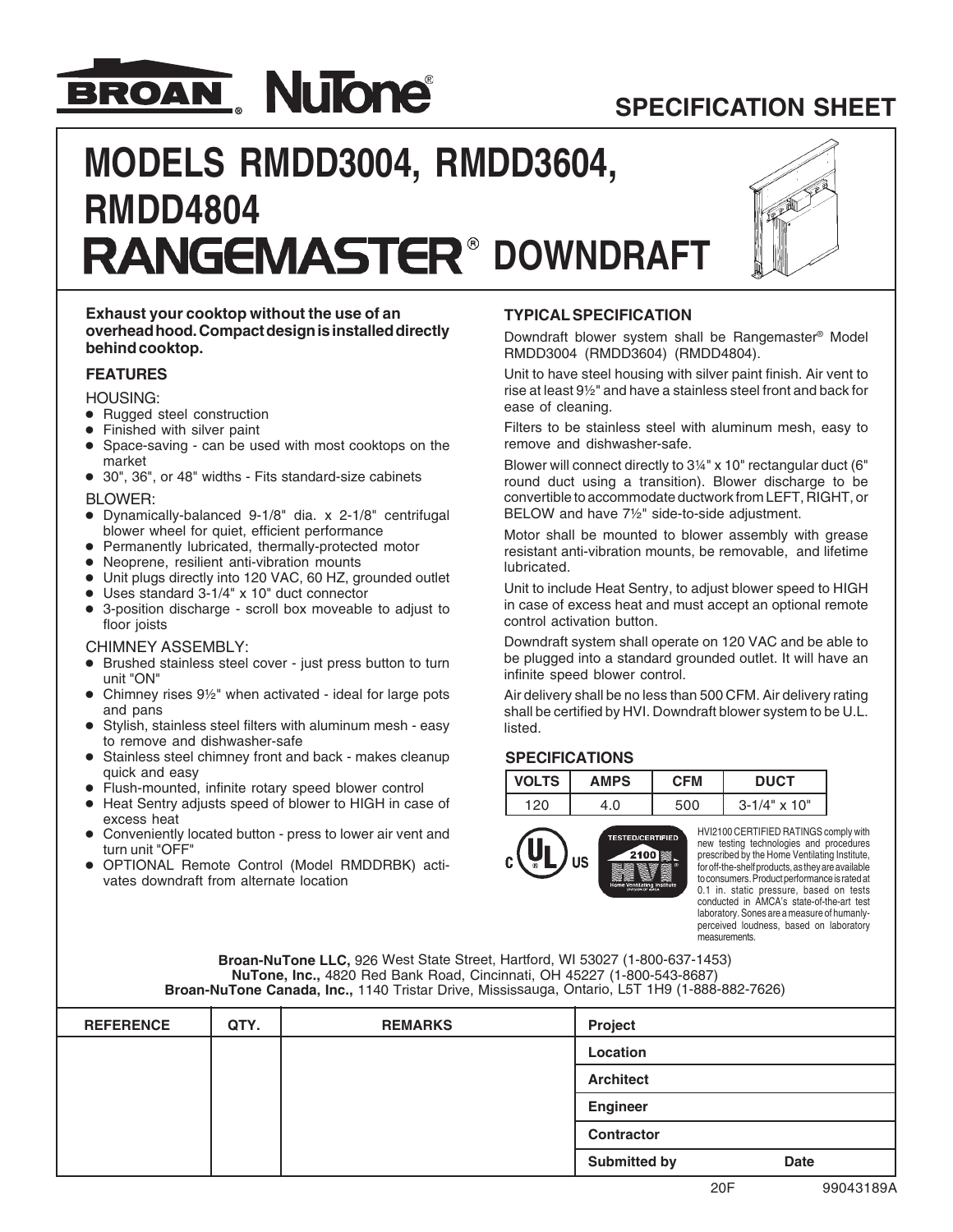BROAN NuTone®

SPECIFICATION SHEET

# MODELS RMDD3004, RMDD3604, RMDD4804
# RANGEMASTER® DOWNDRAFT

**Exhaust your cooktop without the use of an overhead hood. Compact design is installed directly behind cooktop.**

## FEATURES

HOUSING:

- Rugged steel construction
- Finished with silver paint
- Space-saving - can be used with most cooktops on the market
- 30", 36", or 48" widths - Fits standard-size cabinets

BLOWER:

- Dynamically-balanced 9-1/8" dia. x 2-1/8" centrifugal blower wheel for quiet, efficient performance
- Permanently lubricated, thermally-protected motor
- Neoprene, resilient anti-vibration mounts
- Unit plugs directly into 120 VAC, 60 HZ, grounded outlet
- Uses standard 3-1/4" x 10" duct connector
- 3-position discharge - scroll box moveable to adjust to floor joists

CHIMNEY ASSEMBLY:

- Brushed stainless steel cover - just press button to turn unit "ON"
- Chimney rises 9½" when activated - ideal for large pots and pans
- Stylish, stainless steel filters with aluminum mesh - easy to remove and dishwasher-safe
- Stainless steel chimney front and back - makes cleanup quick and easy
- Flush-mounted, infinite rotary speed blower control
- Heat Sentry adjusts speed of blower to HIGH in case of excess heat
- Conveniently located button - press to lower air vent and turn unit "OFF"
- OPTIONAL Remote Control (Model RMDDRBK) activates downdraft from alternate location

## TYPICAL SPECIFICATION

Downdraft blower system shall be Rangemaster® Model RMDD3004 (RMDD3604) (RMDD4804).

Unit to have steel housing with silver paint finish. Air vent to rise at least 9½" and have a stainless steel front and back for ease of cleaning.

Filters to be stainless steel with aluminum mesh, easy to remove and dishwasher-safe.

Blower will connect directly to 3¼" x 10" rectangular duct (6" round duct using a transition). Blower discharge to be convertible to accommodate ductwork from LEFT, RIGHT, or BELOW and have 7½" side-to-side adjustment.

Motor shall be mounted to blower assembly with grease resistant anti-vibration mounts, be removable, and lifetime lubricated.

Unit to include Heat Sentry, to adjust blower speed to HIGH in case of excess heat and must accept an optional remote control activation button.

Downdraft system shall operate on 120 VAC and be able to be plugged into a standard grounded outlet. It will have an infinite speed blower control.

Air delivery shall be no less than 500 CFM. Air delivery rating shall be certified by HVI. Downdraft blower system to be U.L. listed.

## SPECIFICATIONS

| VOLTS | AMPS | CFM | DUCT |
|---|---|---|---|
| 120 | 4.0 | 500 | 3-1/4" x 10" |

HVI2100 CERTIFIED RATINGS comply with new testing technologies and procedures prescribed by the Home Ventilating Institute, for off-the-shelf products, as they are available to consumers. Product performance is rated at 0.1 in. static pressure, based on tests conducted in AMCA's state-of-the-art test laboratory. Sones are a measure of humanly-perceived loudness, based on laboratory measurements.

**Broan-NuTone LLC,** 926 West State Street, Hartford, WI 53027 (1-800-637-1453)
**NuTone, Inc.,** 4820 Red Bank Road, Cincinnati, OH 45227 (1-800-543-8687)
**Broan-NuTone Canada, Inc.,** 1140 Tristar Drive, Mississauga, Ontario, L5T 1H9 (1-888-882-7626)

| REFERENCE | QTY. | REMARKS | Project |
|---|---|---|---|
| | | | Location |
| | | | Architect |
| | | | Engineer |
| | | | Contractor |
| | | | Submitted by / Date |

20F 99043189A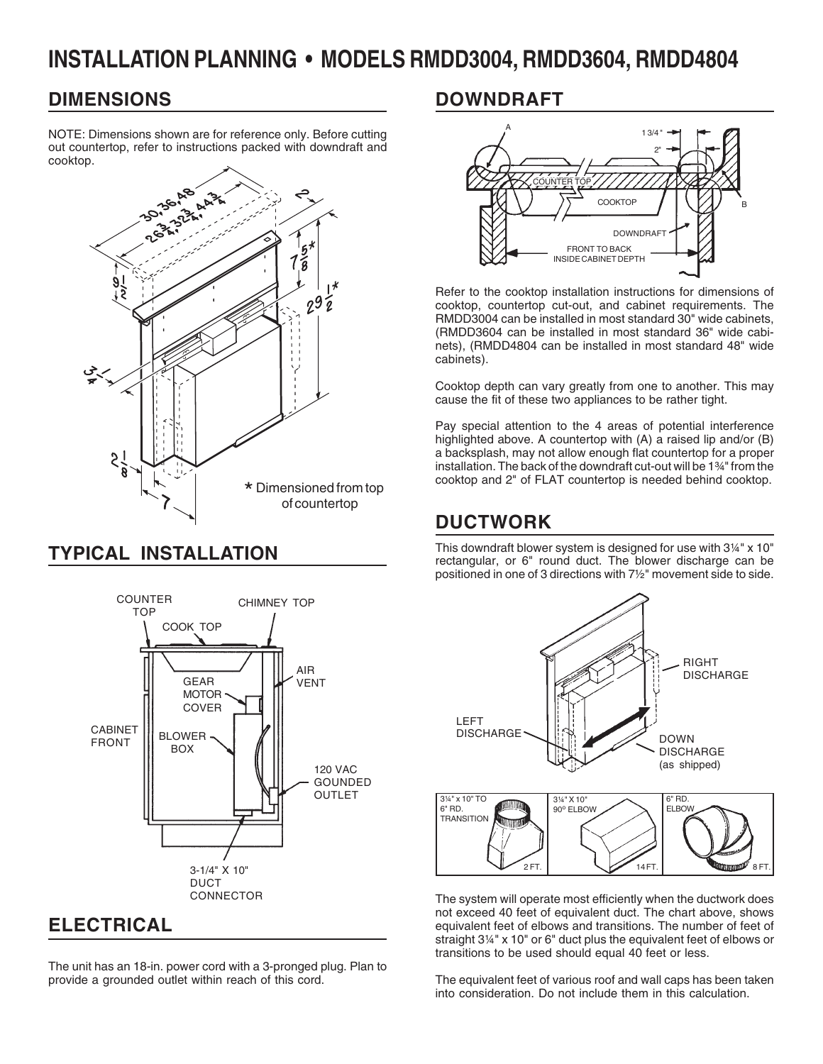# INSTALLATION PLANNING • MODELS RMDD3004, RMDD3604, RMDD4804

## DIMENSIONS

NOTE: Dimensions shown are for reference only. Before cutting out countertop, refer to instructions packed with downdraft and cooktop.

30, 36, 48

26 3/4, 32 3/4, 44 3/4

2

7 5/8*

9 1/2

29 1/2*

3 1/4

2 1/8

7

* Dimensioned from top of countertop

## TYPICAL INSTALLATION

COUNTER TOP

CHIMNEY TOP

COOK TOP

GEAR MOTOR COVER

AIR VENT

CABINET FRONT

BLOWER BOX

120 VAC GOUNDED OUTLET

3-1/4" X 10" DUCT CONNECTOR

## ELECTRICAL

The unit has an 18-in. power cord with a 3-pronged plug. Plan to provide a grounded outlet within reach of this cord.

## DOWNDRAFT

A

1 3/4"

2"

COUNTER TOP

COOKTOP

B

DOWNDRAFT

FRONT TO BACK INSIDE CABINET DEPTH

Refer to the cooktop installation instructions for dimensions of cooktop, countertop cut-out, and cabinet requirements. The RMDD3004 can be installed in most standard 30" wide cabinets, (RMDD3604 can be installed in most standard 36" wide cabinets), (RMDD4804 can be installed in most standard 48" wide cabinets).

Cooktop depth can vary greatly from one to another. This may cause the fit of these two appliances to be rather tight.

Pay special attention to the 4 areas of potential interference highlighted above. A countertop with (A) a raised lip and/or (B) a backsplash, may not allow enough flat countertop for a proper installation. The back of the downdraft cut-out will be 1¾" from the cooktop and 2" of FLAT countertop is needed behind cooktop.

## DUCTWORK

This downdraft blower system is designed for use with 3¼" x 10" rectangular, or 6" round duct. The blower discharge can be positioned in one of 3 directions with 7½" movement side to side.

RIGHT DISCHARGE

LEFT DISCHARGE

DOWN DISCHARGE (as shipped)

| 3¼" x 10" TO 6" RD. TRANSITION | 3¼" X 10" 90° ELBOW | 6" RD. ELBOW |
|---|---|---|
| 2 FT. | 14 FT. | 8 FT. |

The system will operate most efficiently when the ductwork does not exceed 40 feet of equivalent duct. The chart above, shows equivalent feet of elbows and transitions. The number of feet of straight 3¼" x 10" or 6" duct plus the equivalent feet of elbows or transitions to be used should equal 40 feet or less.

The equivalent feet of various roof and wall caps has been taken into consideration. Do not include them in this calculation.